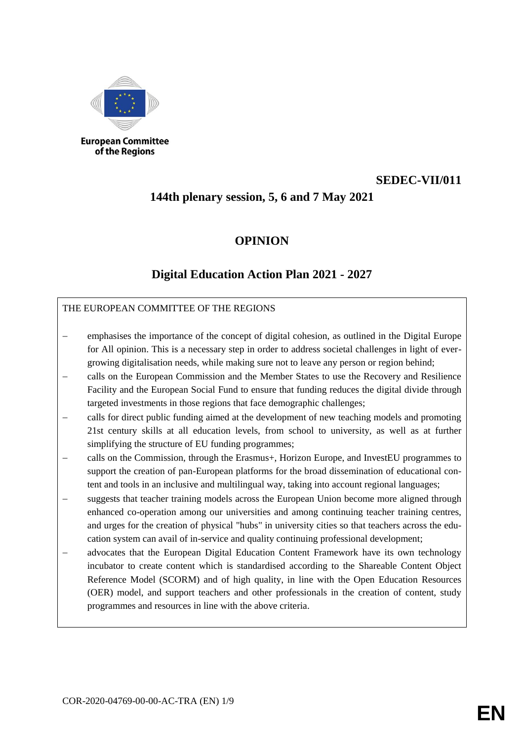European Committee of the Regions

**SEDEC-VII/011**

**144th plenary session, 5, 6 and 7 May 2021**

# OPINION

## Digital Education Action Plan 2021 - 2027

THE EUROPEAN COMMITTEE OF THE REGIONS

- emphasises the importance of the concept of digital cohesion, as outlined in the Digital Europe for All opinion. This is a necessary step in order to address societal challenges in light of ever-growing digitalisation needs, while making sure not to leave any person or region behind;
- calls on the European Commission and the Member States to use the Recovery and Resilience Facility and the European Social Fund to ensure that funding reduces the digital divide through targeted investments in those regions that face demographic challenges;
- calls for direct public funding aimed at the development of new teaching models and promoting 21st century skills at all education levels, from school to university, as well as at further simplifying the structure of EU funding programmes;
- calls on the Commission, through the Erasmus+, Horizon Europe, and InvestEU programmes to support the creation of pan-European platforms for the broad dissemination of educational content and tools in an inclusive and multilingual way, taking into account regional languages;
- suggests that teacher training models across the European Union become more aligned through enhanced co-operation among our universities and among continuing teacher training centres, and urges for the creation of physical "hubs" in university cities so that teachers across the education system can avail of in-service and quality continuing professional development;
- advocates that the European Digital Education Content Framework have its own technology incubator to create content which is standardised according to the Shareable Content Object Reference Model (SCORM) and of high quality, in line with the Open Education Resources (OER) model, and support teachers and other professionals in the creation of content, study programmes and resources in line with the above criteria.

COR-2020-04769-00-00-AC-TRA (EN)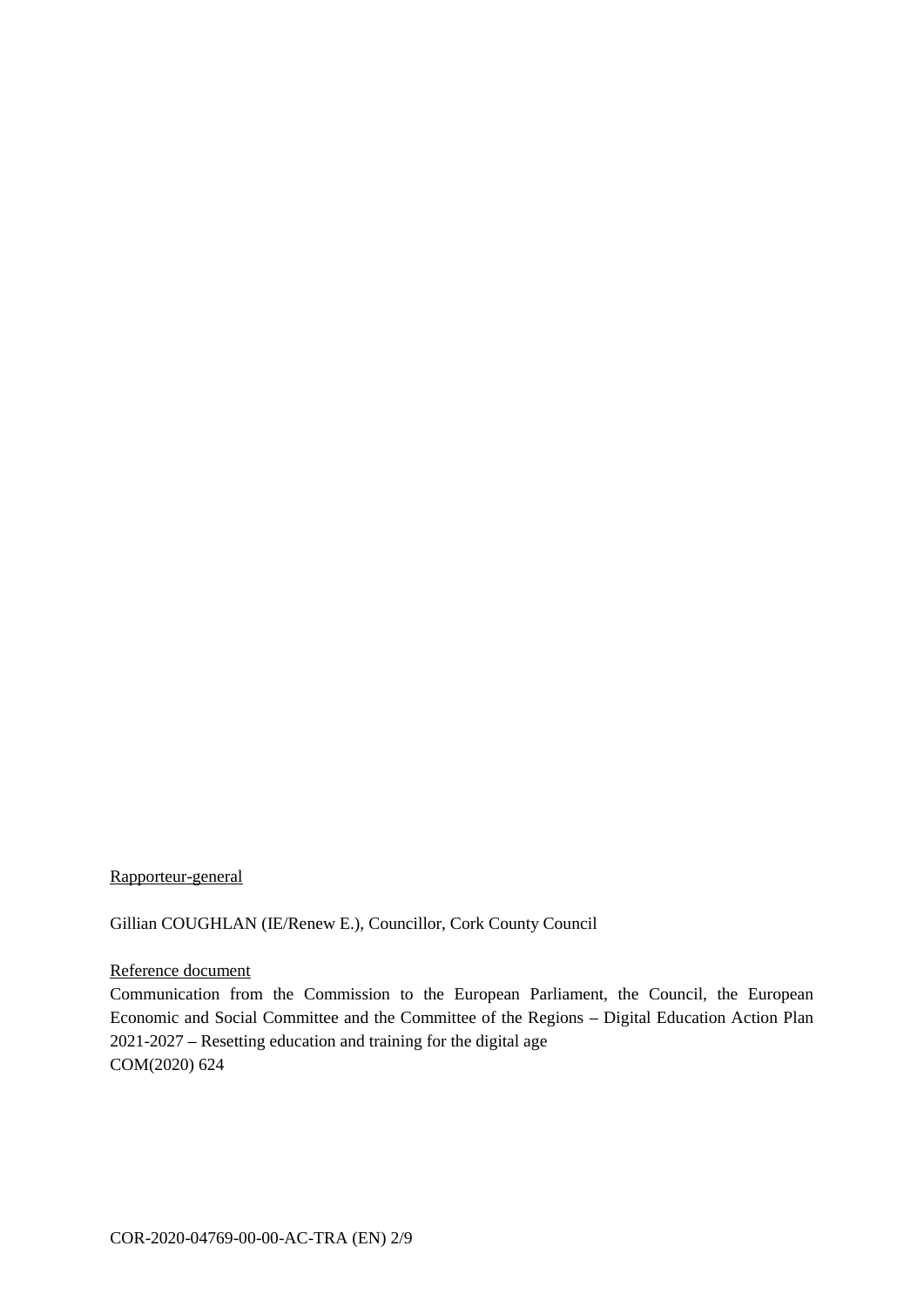<u>Rapporteur-general</u>

Gillian COUGHLAN (IE/Renew E.), Councillor, Cork County Council

<u>Reference document</u>

Communication from the Commission to the European Parliament, the Council, the European Economic and Social Committee and the Committee of the Regions – Digital Education Action Plan 2021-2027 – Resetting education and training for the digital age
COM(2020) 624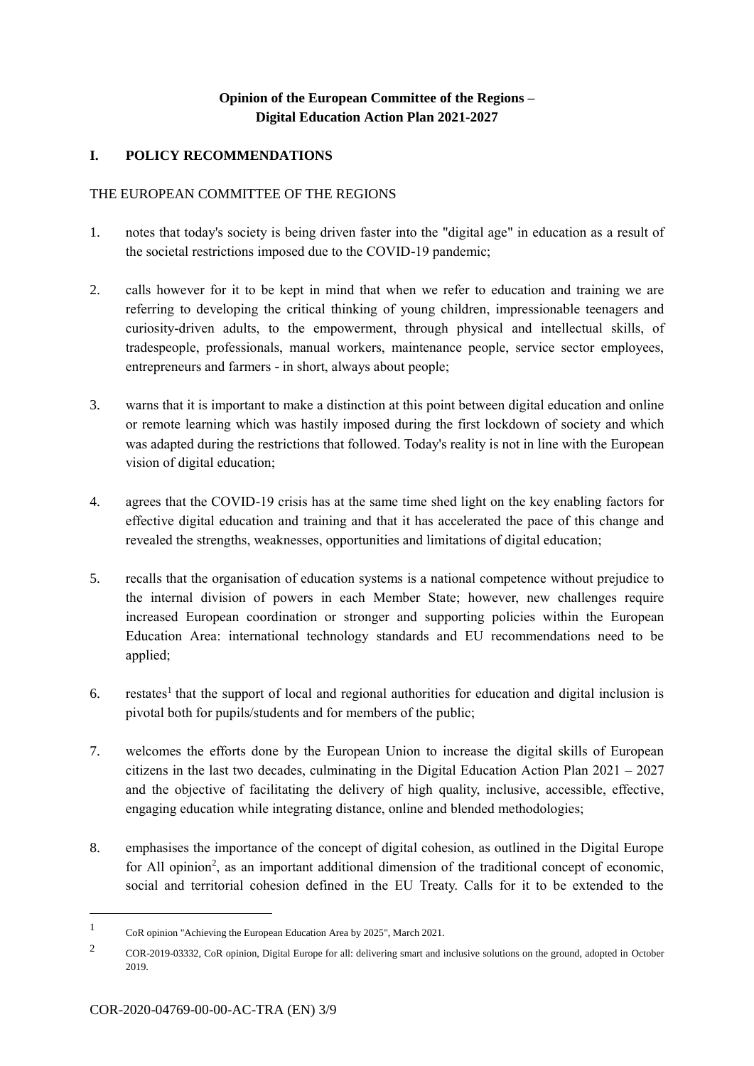**Opinion of the European Committee of the Regions –**
**Digital Education Action Plan 2021-2027**

## I. POLICY RECOMMENDATIONS

THE EUROPEAN COMMITTEE OF THE REGIONS

1. notes that today's society is being driven faster into the "digital age" in education as a result of the societal restrictions imposed due to the COVID-19 pandemic;

2. calls however for it to be kept in mind that when we refer to education and training we are referring to developing the critical thinking of young children, impressionable teenagers and curiosity-driven adults, to the empowerment, through physical and intellectual skills, of tradespeople, professionals, manual workers, maintenance people, service sector employees, entrepreneurs and farmers - in short, always about people;

3. warns that it is important to make a distinction at this point between digital education and online or remote learning which was hastily imposed during the first lockdown of society and which was adapted during the restrictions that followed. Today's reality is not in line with the European vision of digital education;

4. agrees that the COVID-19 crisis has at the same time shed light on the key enabling factors for effective digital education and training and that it has accelerated the pace of this change and revealed the strengths, weaknesses, opportunities and limitations of digital education;

5. recalls that the organisation of education systems is a national competence without prejudice to the internal division of powers in each Member State; however, new challenges require increased European coordination or stronger and supporting policies within the European Education Area: international technology standards and EU recommendations need to be applied;

6. restates[1] that the support of local and regional authorities for education and digital inclusion is pivotal both for pupils/students and for members of the public;

7. welcomes the efforts done by the European Union to increase the digital skills of European citizens in the last two decades, culminating in the Digital Education Action Plan 2021 – 2027 and the objective of facilitating the delivery of high quality, inclusive, accessible, effective, engaging education while integrating distance, online and blended methodologies;

8. emphasises the importance of the concept of digital cohesion, as outlined in the Digital Europe for All opinion[2], as an important additional dimension of the traditional concept of economic, social and territorial cohesion defined in the EU Treaty. Calls for it to be extended to the

---

[1] CoR opinion "Achieving the European Education Area by 2025", March 2021.

[2] COR-2019-03332, CoR opinion, Digital Europe for all: delivering smart and inclusive solutions on the ground, adopted in October 2019.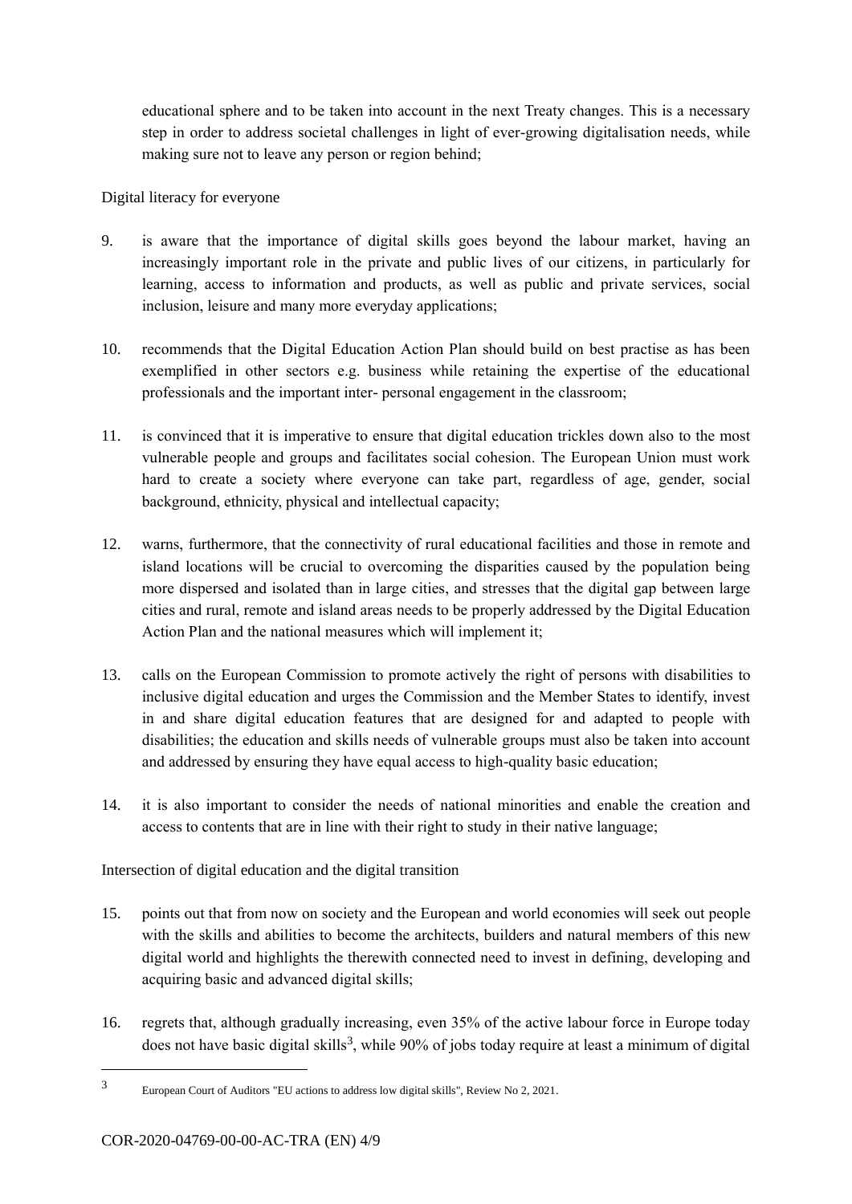educational sphere and to be taken into account in the next Treaty changes. This is a necessary step in order to address societal challenges in light of ever-growing digitalisation needs, while making sure not to leave any person or region behind;

Digital literacy for everyone

9. is aware that the importance of digital skills goes beyond the labour market, having an increasingly important role in the private and public lives of our citizens, in particularly for learning, access to information and products, as well as public and private services, social inclusion, leisure and many more everyday applications;

10. recommends that the Digital Education Action Plan should build on best practise as has been exemplified in other sectors e.g. business while retaining the expertise of the educational professionals and the important inter- personal engagement in the classroom;

11. is convinced that it is imperative to ensure that digital education trickles down also to the most vulnerable people and groups and facilitates social cohesion. The European Union must work hard to create a society where everyone can take part, regardless of age, gender, social background, ethnicity, physical and intellectual capacity;

12. warns, furthermore, that the connectivity of rural educational facilities and those in remote and island locations will be crucial to overcoming the disparities caused by the population being more dispersed and isolated than in large cities, and stresses that the digital gap between large cities and rural, remote and island areas needs to be properly addressed by the Digital Education Action Plan and the national measures which will implement it;

13. calls on the European Commission to promote actively the right of persons with disabilities to inclusive digital education and urges the Commission and the Member States to identify, invest in and share digital education features that are designed for and adapted to people with disabilities; the education and skills needs of vulnerable groups must also be taken into account and addressed by ensuring they have equal access to high-quality basic education;

14. it is also important to consider the needs of national minorities and enable the creation and access to contents that are in line with their right to study in their native language;

Intersection of digital education and the digital transition

15. points out that from now on society and the European and world economies will seek out people with the skills and abilities to become the architects, builders and natural members of this new digital world and highlights the therewith connected need to invest in defining, developing and acquiring basic and advanced digital skills;

16. regrets that, although gradually increasing, even 35% of the active labour force in Europe today does not have basic digital skills[3], while 90% of jobs today require at least a minimum of digital

[3] European Court of Auditors "EU actions to address low digital skills", Review No 2, 2021.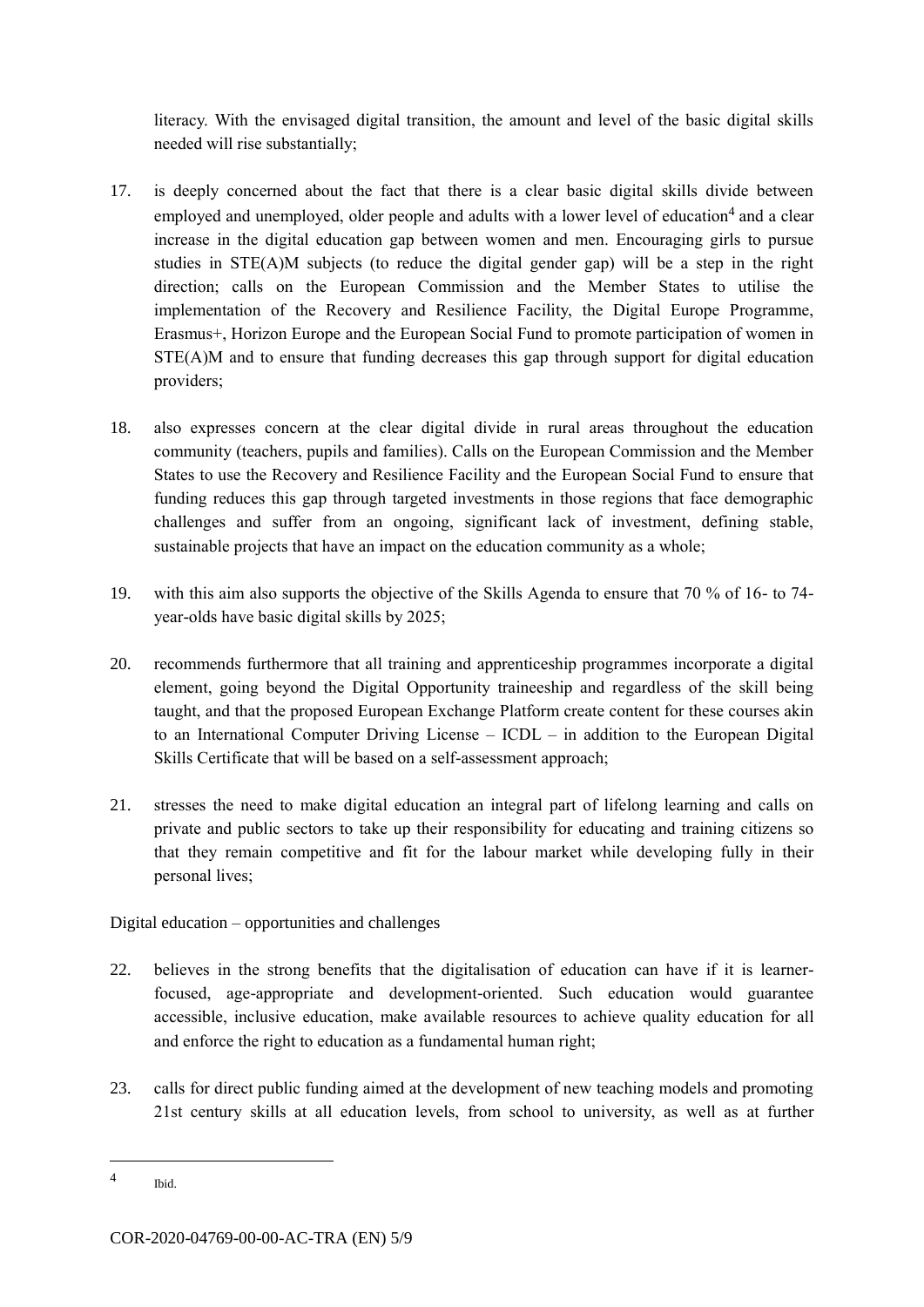literacy. With the envisaged digital transition, the amount and level of the basic digital skills needed will rise substantially;

17. is deeply concerned about the fact that there is a clear basic digital skills divide between employed and unemployed, older people and adults with a lower level of education[4] and a clear increase in the digital education gap between women and men. Encouraging girls to pursue studies in STE(A)M subjects (to reduce the digital gender gap) will be a step in the right direction; calls on the European Commission and the Member States to utilise the implementation of the Recovery and Resilience Facility, the Digital Europe Programme, Erasmus+, Horizon Europe and the European Social Fund to promote participation of women in STE(A)M and to ensure that funding decreases this gap through support for digital education providers;

18. also expresses concern at the clear digital divide in rural areas throughout the education community (teachers, pupils and families). Calls on the European Commission and the Member States to use the Recovery and Resilience Facility and the European Social Fund to ensure that funding reduces this gap through targeted investments in those regions that face demographic challenges and suffer from an ongoing, significant lack of investment, defining stable, sustainable projects that have an impact on the education community as a whole;

19. with this aim also supports the objective of the Skills Agenda to ensure that 70 % of 16- to 74-year-olds have basic digital skills by 2025;

20. recommends furthermore that all training and apprenticeship programmes incorporate a digital element, going beyond the Digital Opportunity traineeship and regardless of the skill being taught, and that the proposed European Exchange Platform create content for these courses akin to an International Computer Driving License – ICDL – in addition to the European Digital Skills Certificate that will be based on a self-assessment approach;

21. stresses the need to make digital education an integral part of lifelong learning and calls on private and public sectors to take up their responsibility for educating and training citizens so that they remain competitive and fit for the labour market while developing fully in their personal lives;

Digital education – opportunities and challenges

22. believes in the strong benefits that the digitalisation of education can have if it is learner-focused, age-appropriate and development-oriented. Such education would guarantee accessible, inclusive education, make available resources to achieve quality education for all and enforce the right to education as a fundamental human right;

23. calls for direct public funding aimed at the development of new teaching models and promoting 21st century skills at all education levels, from school to university, as well as at further

[4] Ibid.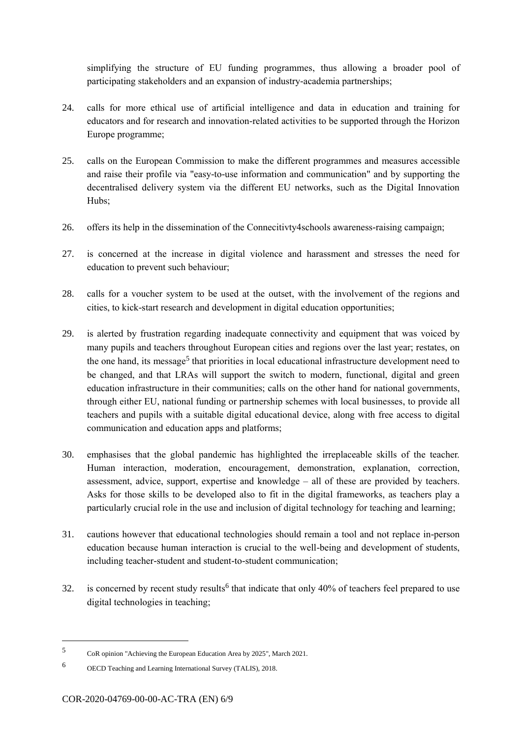simplifying the structure of EU funding programmes, thus allowing a broader pool of participating stakeholders and an expansion of industry-academia partnerships;

24. calls for more ethical use of artificial intelligence and data in education and training for educators and for research and innovation-related activities to be supported through the Horizon Europe programme;

25. calls on the European Commission to make the different programmes and measures accessible and raise their profile via "easy-to-use information and communication" and by supporting the decentralised delivery system via the different EU networks, such as the Digital Innovation Hubs;

26. offers its help in the dissemination of the Connecitivty4schools awareness-raising campaign;

27. is concerned at the increase in digital violence and harassment and stresses the need for education to prevent such behaviour;

28. calls for a voucher system to be used at the outset, with the involvement of the regions and cities, to kick-start research and development in digital education opportunities;

29. is alerted by frustration regarding inadequate connectivity and equipment that was voiced by many pupils and teachers throughout European cities and regions over the last year; restates, on the one hand, its message[5] that priorities in local educational infrastructure development need to be changed, and that LRAs will support the switch to modern, functional, digital and green education infrastructure in their communities; calls on the other hand for national governments, through either EU, national funding or partnership schemes with local businesses, to provide all teachers and pupils with a suitable digital educational device, along with free access to digital communication and education apps and platforms;

30. emphasises that the global pandemic has highlighted the irreplaceable skills of the teacher. Human interaction, moderation, encouragement, demonstration, explanation, correction, assessment, advice, support, expertise and knowledge – all of these are provided by teachers. Asks for those skills to be developed also to fit in the digital frameworks, as teachers play a particularly crucial role in the use and inclusion of digital technology for teaching and learning;

31. cautions however that educational technologies should remain a tool and not replace in-person education because human interaction is crucial to the well-being and development of students, including teacher-student and student-to-student communication;

32. is concerned by recent study results[6] that indicate that only 40% of teachers feel prepared to use digital technologies in teaching;

---

[5] CoR opinion "Achieving the European Education Area by 2025", March 2021.

[6] OECD Teaching and Learning International Survey (TALIS), 2018.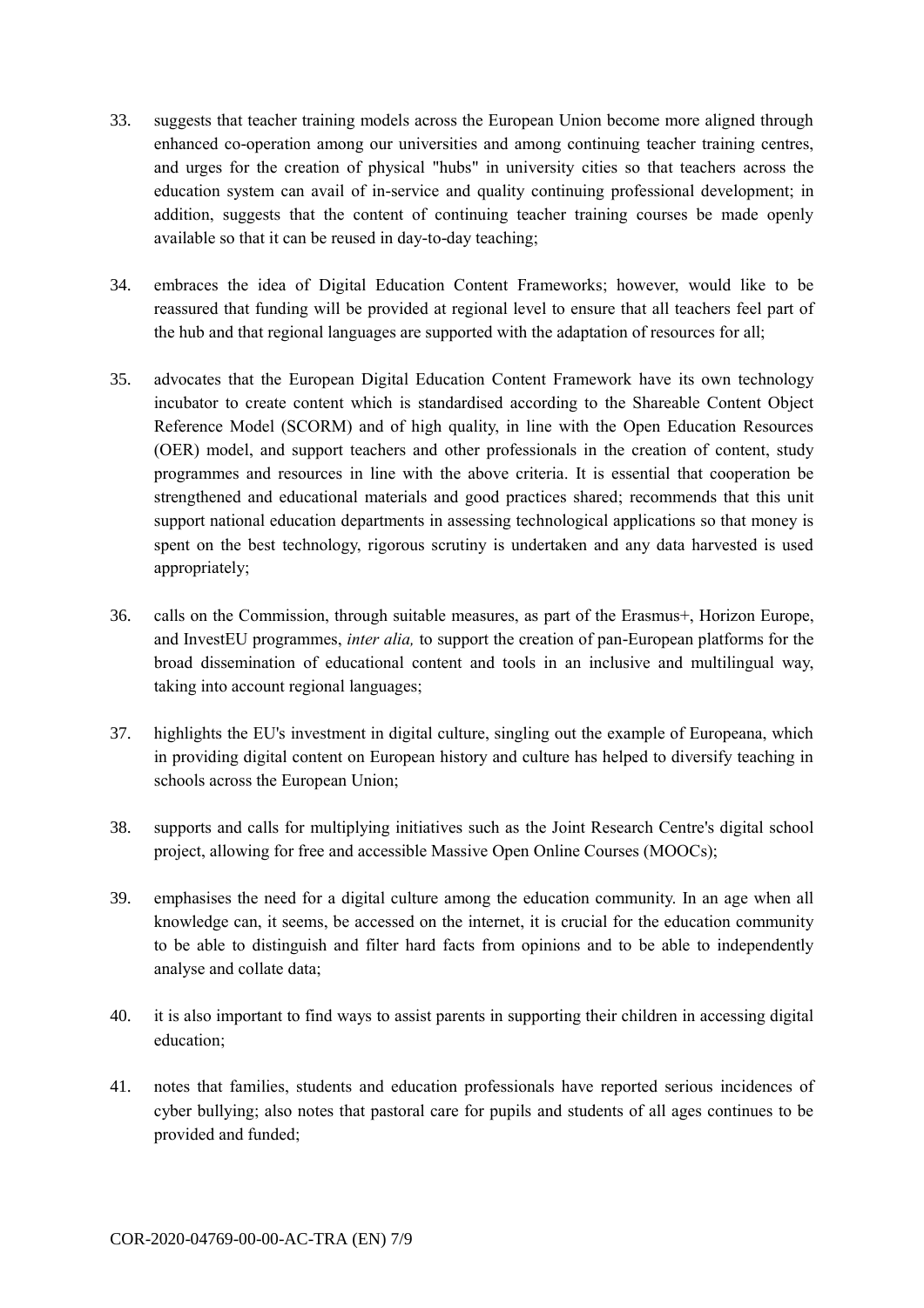33. suggests that teacher training models across the European Union become more aligned through enhanced co-operation among our universities and among continuing teacher training centres, and urges for the creation of physical "hubs" in university cities so that teachers across the education system can avail of in-service and quality continuing professional development; in addition, suggests that the content of continuing teacher training courses be made openly available so that it can be reused in day-to-day teaching;

34. embraces the idea of Digital Education Content Frameworks; however, would like to be reassured that funding will be provided at regional level to ensure that all teachers feel part of the hub and that regional languages are supported with the adaptation of resources for all;

35. advocates that the European Digital Education Content Framework have its own technology incubator to create content which is standardised according to the Shareable Content Object Reference Model (SCORM) and of high quality, in line with the Open Education Resources (OER) model, and support teachers and other professionals in the creation of content, study programmes and resources in line with the above criteria. It is essential that cooperation be strengthened and educational materials and good practices shared; recommends that this unit support national education departments in assessing technological applications so that money is spent on the best technology, rigorous scrutiny is undertaken and any data harvested is used appropriately;

36. calls on the Commission, through suitable measures, as part of the Erasmus+, Horizon Europe, and InvestEU programmes, *inter alia,* to support the creation of pan-European platforms for the broad dissemination of educational content and tools in an inclusive and multilingual way, taking into account regional languages;

37. highlights the EU's investment in digital culture, singling out the example of Europeana, which in providing digital content on European history and culture has helped to diversify teaching in schools across the European Union;

38. supports and calls for multiplying initiatives such as the Joint Research Centre's digital school project, allowing for free and accessible Massive Open Online Courses (MOOCs);

39. emphasises the need for a digital culture among the education community. In an age when all knowledge can, it seems, be accessed on the internet, it is crucial for the education community to be able to distinguish and filter hard facts from opinions and to be able to independently analyse and collate data;

40. it is also important to find ways to assist parents in supporting their children in accessing digital education;

41. notes that families, students and education professionals have reported serious incidences of cyber bullying; also notes that pastoral care for pupils and students of all ages continues to be provided and funded;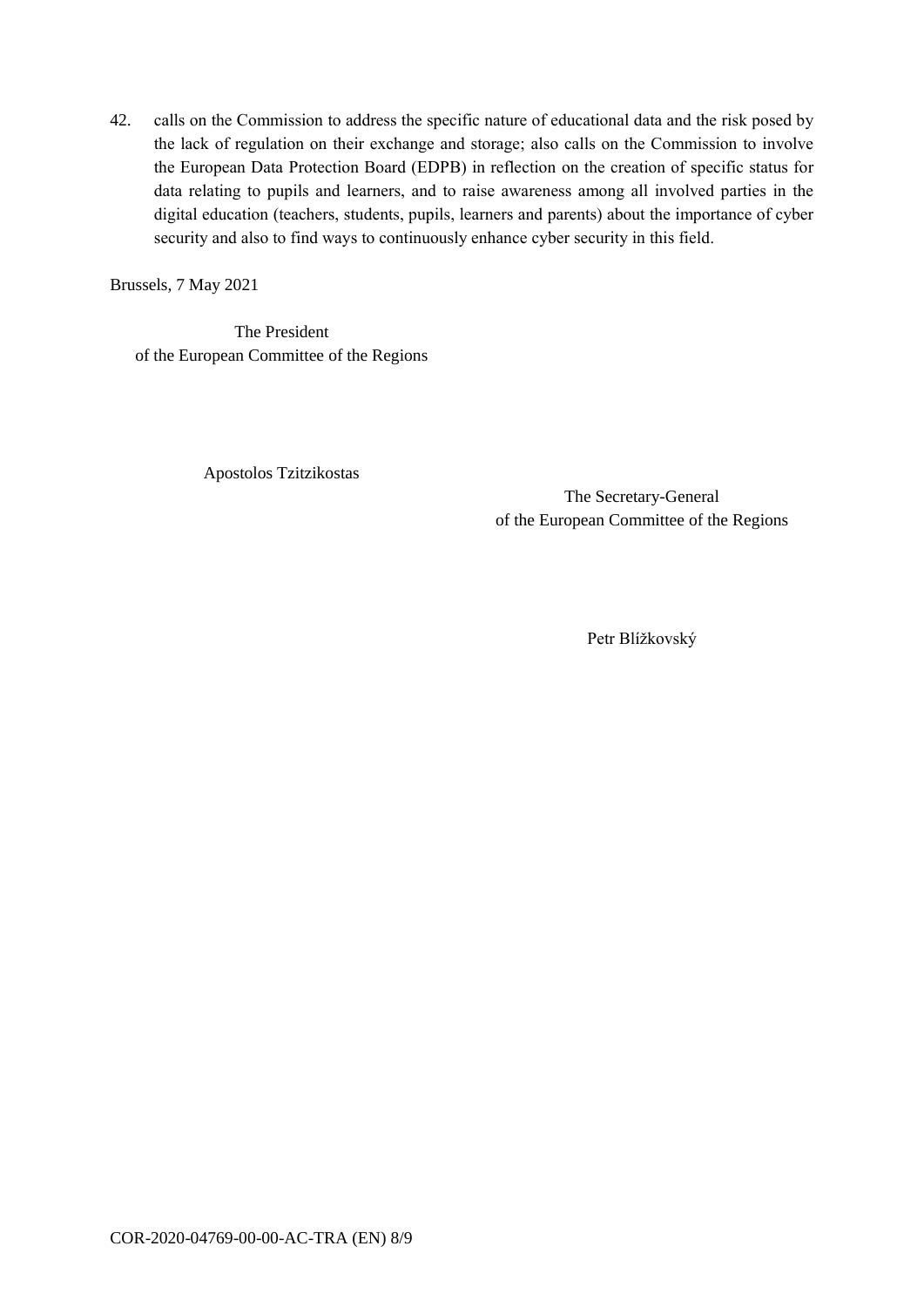42. calls on the Commission to address the specific nature of educational data and the risk posed by the lack of regulation on their exchange and storage; also calls on the Commission to involve the European Data Protection Board (EDPB) in reflection on the creation of specific status for data relating to pupils and learners, and to raise awareness among all involved parties in the digital education (teachers, students, pupils, learners and parents) about the importance of cyber security and also to find ways to continuously enhance cyber security in this field.

Brussels, 7 May 2021

The President
of the European Committee of the Regions

Apostolos Tzitzikostas

The Secretary-General
of the European Committee of the Regions

Petr Blížkovský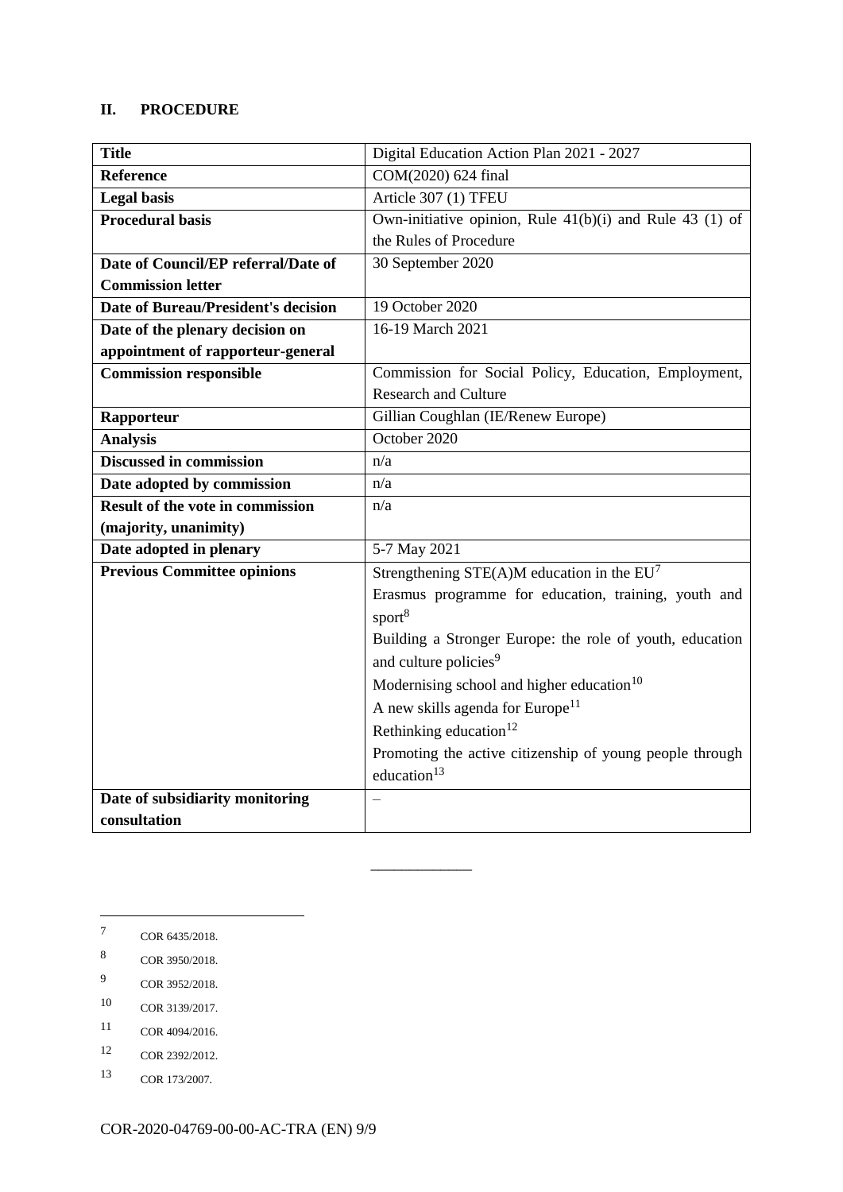## II. PROCEDURE

| | |
|---|---|
| **Title** | Digital Education Action Plan 2021 - 2027 |
| **Reference** | COM(2020) 624 final |
| **Legal basis** | Article 307 (1) TFEU |
| **Procedural basis** | Own-initiative opinion, Rule 41(b)(i) and Rule 43 (1) of the Rules of Procedure |
| **Date of Council/EP referral/Date of Commission letter** | 30 September 2020 |
| **Date of Bureau/President's decision** | 19 October 2020 |
| **Date of the plenary decision on appointment of rapporteur-general** | 16-19 March 2021 |
| **Commission responsible** | Commission for Social Policy, Education, Employment, Research and Culture |
| **Rapporteur** | Gillian Coughlan (IE/Renew Europe) |
| **Analysis** | October 2020 |
| **Discussed in commission** | n/a |
| **Date adopted by commission** | n/a |
| **Result of the vote in commission (majority, unanimity)** | n/a |
| **Date adopted in plenary** | 5-7 May 2021 |
| **Previous Committee opinions** | Strengthening STE(A)M education in the EU[7]<br>Erasmus programme for education, training, youth and sport[8]<br>Building a Stronger Europe: the role of youth, education and culture policies[9]<br>Modernising school and higher education[10]<br>A new skills agenda for Europe[11]<br>Rethinking education[12]<br>Promoting the active citizenship of young people through education[13] |
| **Date of subsidiarity monitoring consultation** | – |

_____________

[7] COR 6435/2018.

[8] COR 3950/2018.

[9] COR 3952/2018.

[10] COR 3139/2017.

[11] COR 4094/2016.

[12] COR 2392/2012.

[13] COR 173/2007.